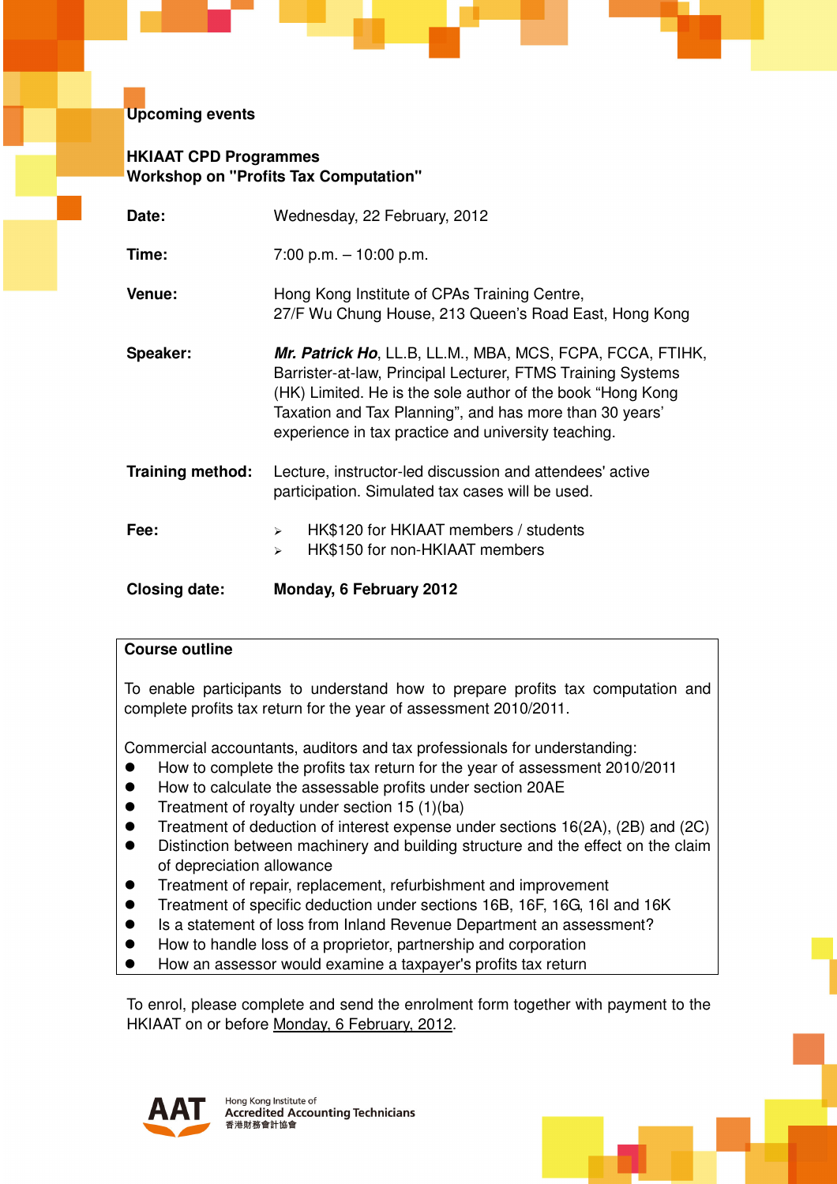## Upcoming events

### HKIAAT CPD Programmes
### Workshop on "Profits Tax Computation"

**Date:** Wednesday, 22 February, 2012

**Time:** 7:00 p.m. – 10:00 p.m.

**Venue:** Hong Kong Institute of CPAs Training Centre, 27/F Wu Chung House, 213 Queen's Road East, Hong Kong

**Speaker:** ***Mr. Patrick Ho***, LL.B, LL.M., MBA, MCS, FCPA, FCCA, FTIHK, Barrister-at-law, Principal Lecturer, FTMS Training Systems (HK) Limited. He is the sole author of the book "Hong Kong Taxation and Tax Planning", and has more than 30 years' experience in tax practice and university teaching.

**Training method:** Lecture, instructor-led discussion and attendees' active participation. Simulated tax cases will be used.

**Fee:**
- HK$120 for HKIAAT members / students
- HK$150 for non-HKIAAT members

**Closing date:** **Monday, 6 February 2012**

**Course outline**

To enable participants to understand how to prepare profits tax computation and complete profits tax return for the year of assessment 2010/2011.

Commercial accountants, auditors and tax professionals for understanding:

- How to complete the profits tax return for the year of assessment 2010/2011
- How to calculate the assessable profits under section 20AE
- Treatment of royalty under section 15 (1)(ba)
- Treatment of deduction of interest expense under sections 16(2A), (2B) and (2C)
- Distinction between machinery and building structure and the effect on the claim of depreciation allowance
- Treatment of repair, replacement, refurbishment and improvement
- Treatment of specific deduction under sections 16B, 16F, 16G, 16I and 16K
- Is a statement of loss from Inland Revenue Department an assessment?
- How to handle loss of a proprietor, partnership and corporation
- How an assessor would examine a taxpayer's profits tax return

To enrol, please complete and send the enrolment form together with payment to the HKIAAT on or before Monday, 6 February, 2012.

AAT Hong Kong Institute of Accredited Accounting Technicians 香港財務會計協會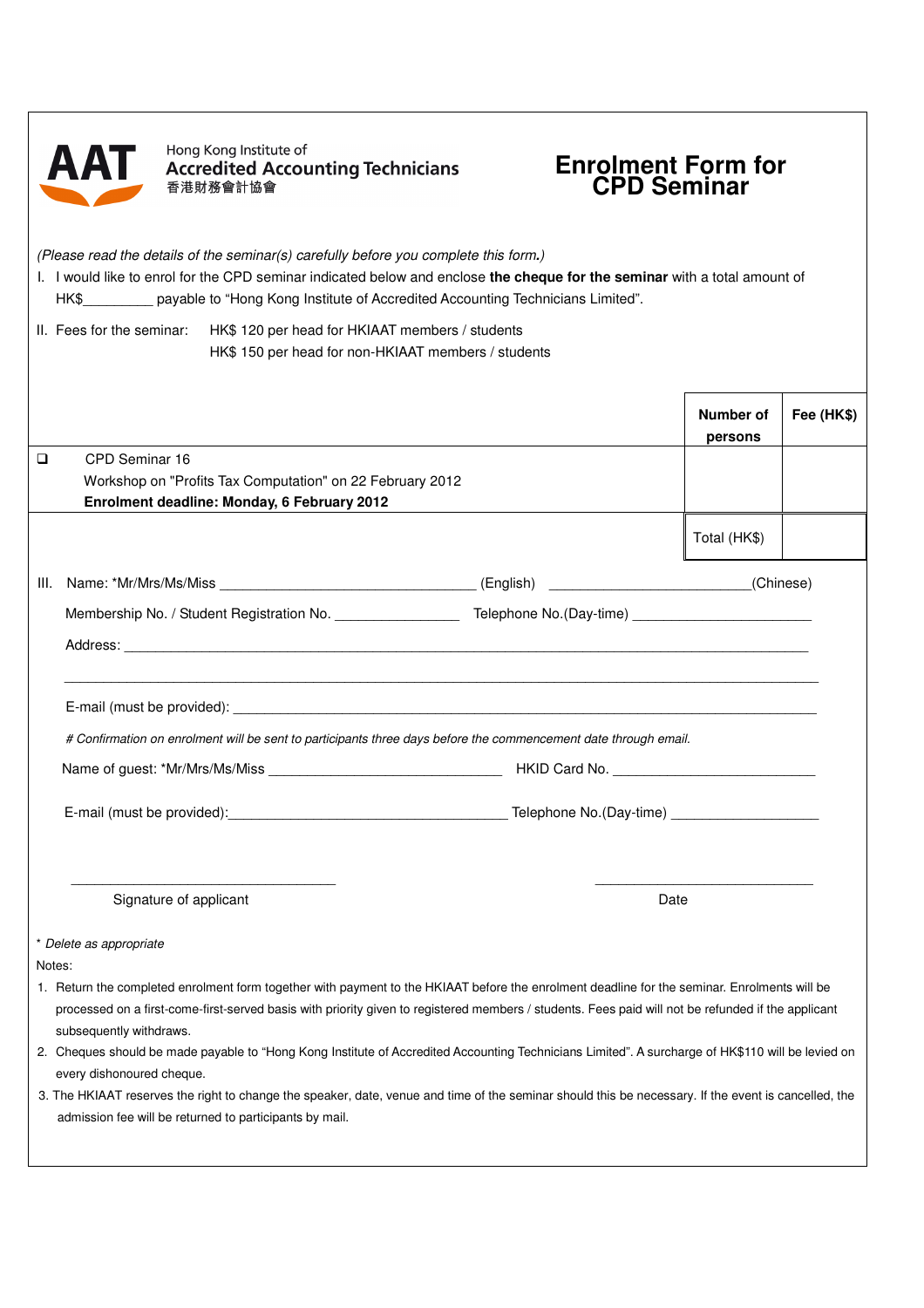Hong Kong Institute of
**Accredited Accounting Technicians**
香港財務會計協會

# Enrolment Form for CPD Seminar

*(Please read the details of the seminar(s) carefully before you complete this form.)*

I. I would like to enrol for the CPD seminar indicated below and enclose **the cheque for the seminar** with a total amount of HK$_________ payable to "Hong Kong Institute of Accredited Accounting Technicians Limited".

II. Fees for the seminar: HK$ 120 per head for HKIAAT members / students
HK$ 150 per head for non-HKIAAT members / students

| | | Number of persons | Fee (HK$) |
|---|---|---|---|
| ❑ | CPD Seminar 16<br>Workshop on "Profits Tax Computation" on 22 February 2012<br>**Enrolment deadline: Monday, 6 February 2012** | | |
| | | Total (HK$) | |

III. Name: *Mr/Mrs/Ms/Miss ______________________________ (English) ________________________(Chinese)

Membership No. / Student Registration No. _______________ Telephone No.(Day-time) ______________________

Address: ________________________________________________________________________________

________________________________________________________________________________________

E-mail (must be provided): __________________________________________________________________

*# Confirmation on enrolment will be sent to participants three days before the commencement date through email.*

Name of guest: *Mr/Mrs/Ms/Miss _________________________ HKID Card No. ________________________

E-mail (must be provided):________________________________ Telephone No.(Day-time) __________________

_______________________________ _______________________

Signature of applicant Date

*\* Delete as appropriate*

Notes:

1. Return the completed enrolment form together with payment to the HKIAAT before the enrolment deadline for the seminar. Enrolments will be processed on a first-come-first-served basis with priority given to registered members / students. Fees paid will not be refunded if the applicant subsequently withdraws.
2. Cheques should be made payable to "Hong Kong Institute of Accredited Accounting Technicians Limited". A surcharge of HK$110 will be levied on every dishonoured cheque.
3. The HKIAAT reserves the right to change the speaker, date, venue and time of the seminar should this be necessary. If the event is cancelled, the admission fee will be returned to participants by mail.